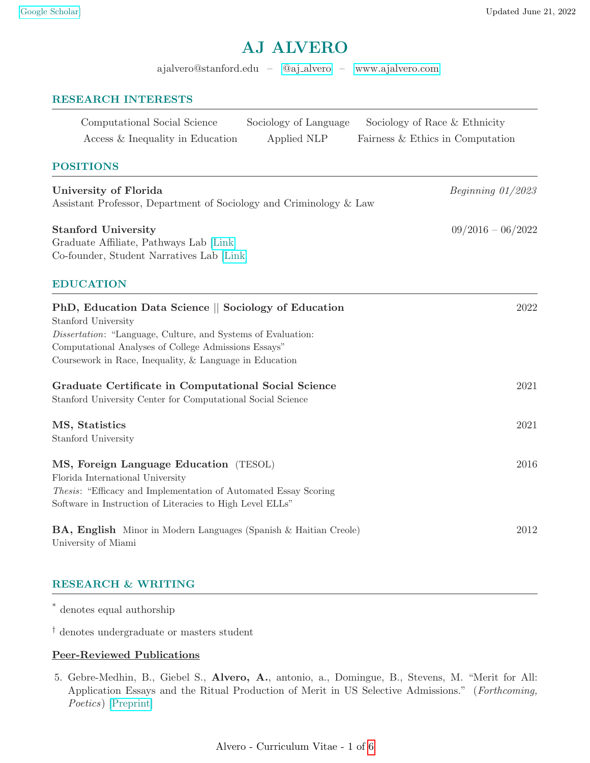Google Scholar

Updated June 21, 2022

# AJ ALVERO

ajalvero@stanford.edu – @aj_alvero – www.ajalvero.com

## RESEARCH INTERESTS

Computational Social Science | Sociology of Language | Sociology of Race & Ethnicity
Access & Inequality in Education | Applied NLP | Fairness & Ethics in Computation

## POSITIONS

**University of Florida** — *Beginning 01/2023*
Assistant Professor, Department of Sociology and Criminology & Law

**Stanford University** — 09/2016 – 06/2022
Graduate Affiliate, Pathways Lab [Link]
Co-founder, Student Narratives Lab [Link]

## EDUCATION

**PhD, Education Data Science || Sociology of Education** — 2022
Stanford University
*Dissertation*: "Language, Culture, and Systems of Evaluation: Computational Analyses of College Admissions Essays"
Coursework in Race, Inequality, & Language in Education

**Graduate Certificate in Computational Social Science** — 2021
Stanford University Center for Computational Social Science

**MS, Statistics** — 2021
Stanford University

**MS, Foreign Language Education** (TESOL) — 2016
Florida International University
*Thesis*: "Efficacy and Implementation of Automated Essay Scoring Software in Instruction of Literacies to High Level ELLs"

**BA, English** Minor in Modern Languages (Spanish & Haitian Creole) — 2012
University of Miami

## RESEARCH & WRITING

[*] denotes equal authorship

[†] denotes undergraduate or masters student

### Peer-Reviewed Publications

5. Gebre-Medhin, B., Giebel S., **Alvero, A.**, antonio, a., Domingue, B., Stevens, M. "Merit for All: Application Essays and the Ritual Production of Merit in US Selective Admissions." (*Forthcoming, Poetics*) [Preprint]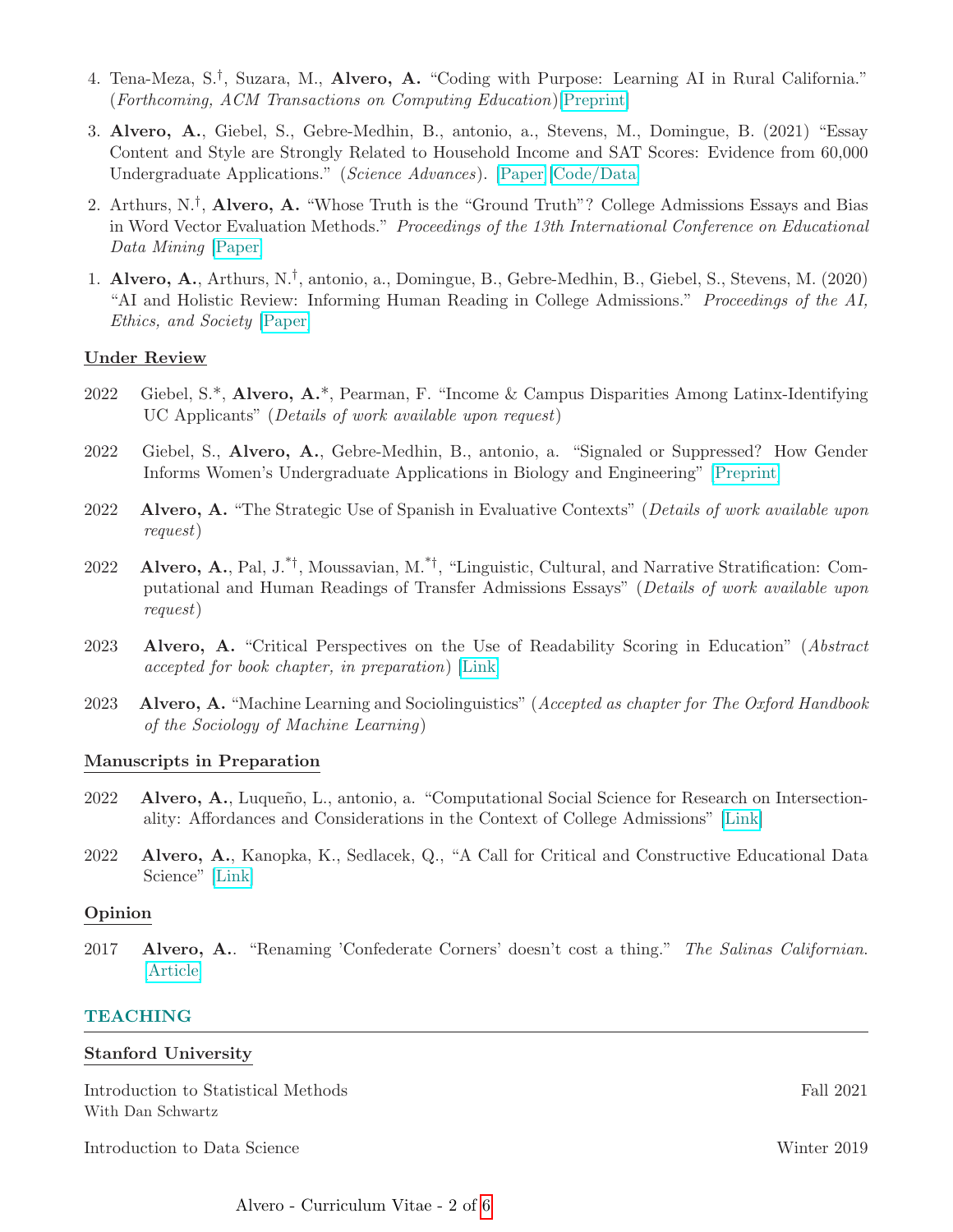4. Tena-Meza, S.[†], Suzara, M., **Alvero, A.** "Coding with Purpose: Learning AI in Rural California." (*Forthcoming, ACM Transactions on Computing Education*) [Preprint]

3. **Alvero, A.**, Giebel, S., Gebre-Medhin, B., antonio, a., Stevens, M., Domingue, B. (2021) "Essay Content and Style are Strongly Related to Household Income and SAT Scores: Evidence from 60,000 Undergraduate Applications." (*Science Advances*). [Paper] [Code/Data]

2. Arthurs, N.[†], **Alvero, A.** "Whose Truth is the "Ground Truth"? College Admissions Essays and Bias in Word Vector Evaluation Methods." *Proceedings of the 13th International Conference on Educational Data Mining* [Paper]

1. **Alvero, A.**, Arthurs, N.[†], antonio, a., Domingue, B., Gebre-Medhin, B., Giebel, S., Stevens, M. (2020) "AI and Holistic Review: Informing Human Reading in College Admissions." *Proceedings of the AI, Ethics, and Society* [Paper]

### Under Review

2022 Giebel, S.*, **Alvero, A.***, Pearman, F. "Income & Campus Disparities Among Latinx-Identifying UC Applicants" (*Details of work available upon request*)

2022 Giebel, S., **Alvero, A.**, Gebre-Medhin, B., antonio, a. "Signaled or Suppressed? How Gender Informs Women's Undergraduate Applications in Biology and Engineering" [Preprint]

2022 **Alvero, A.** "The Strategic Use of Spanish in Evaluative Contexts" (*Details of work available upon request*)

2022 **Alvero, A.**, Pal, J.[*†], Moussavian, M.[*†], "Linguistic, Cultural, and Narrative Stratification: Computational and Human Readings of Transfer Admissions Essays" (*Details of work available upon request*)

2023 **Alvero, A.** "Critical Perspectives on the Use of Readability Scoring in Education" (*Abstract accepted for book chapter, in preparation*) [Link]

2023 **Alvero, A.** "Machine Learning and Sociolinguistics" (*Accepted as chapter for The Oxford Handbook of the Sociology of Machine Learning*)

### Manuscripts in Preparation

2022 **Alvero, A.**, Luqueño, L., antonio, a. "Computational Social Science for Research on Intersectionality: Affordances and Considerations in the Context of College Admissions" [Link]

2022 **Alvero, A.**, Kanopka, K., Sedlacek, Q., "A Call for Critical and Constructive Educational Data Science" [Link]

### Opinion

2017 **Alvero, A.**. "Renaming 'Confederate Corners' doesn't cost a thing." *The Salinas Californian*. [Article]

## TEACHING

### Stanford University

Introduction to Statistical Methods — Fall 2021
With Dan Schwartz

Introduction to Data Science — Winter 2019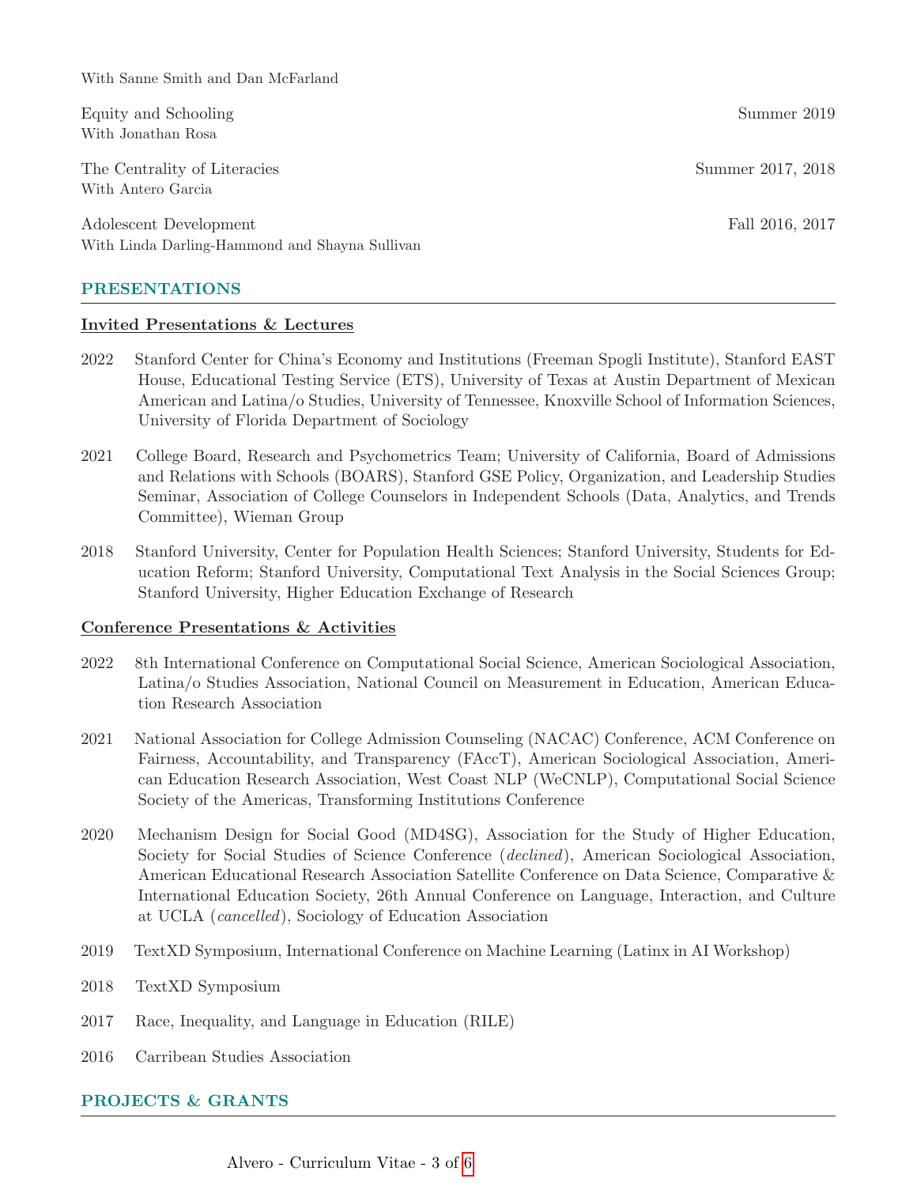With Sanne Smith and Dan McFarland

Equity and Schooling — Summer 2019
With Jonathan Rosa

The Centrality of Literacies — Summer 2017, 2018
With Antero Garcia

Adolescent Development — Fall 2016, 2017
With Linda Darling-Hammond and Shayna Sullivan

## PRESENTATIONS

### Invited Presentations & Lectures

2022 Stanford Center for China's Economy and Institutions (Freeman Spogli Institute), Stanford EAST House, Educational Testing Service (ETS), University of Texas at Austin Department of Mexican American and Latina/o Studies, University of Tennessee, Knoxville School of Information Sciences, University of Florida Department of Sociology

2021 College Board, Research and Psychometrics Team; University of California, Board of Admissions and Relations with Schools (BOARS), Stanford GSE Policy, Organization, and Leadership Studies Seminar, Association of College Counselors in Independent Schools (Data, Analytics, and Trends Committee), Wieman Group

2018 Stanford University, Center for Population Health Sciences; Stanford University, Students for Education Reform; Stanford University, Computational Text Analysis in the Social Sciences Group; Stanford University, Higher Education Exchange of Research

### Conference Presentations & Activities

2022 8th International Conference on Computational Social Science, American Sociological Association, Latina/o Studies Association, National Council on Measurement in Education, American Education Research Association

2021 National Association for College Admission Counseling (NACAC) Conference, ACM Conference on Fairness, Accountability, and Transparency (FAccT), American Sociological Association, American Education Research Association, West Coast NLP (WeCNLP), Computational Social Science Society of the Americas, Transforming Institutions Conference

2020 Mechanism Design for Social Good (MD4SG), Association for the Study of Higher Education, Society for Social Studies of Science Conference (*declined*), American Sociological Association, American Educational Research Association Satellite Conference on Data Science, Comparative & International Education Society, 26th Annual Conference on Language, Interaction, and Culture at UCLA (*cancelled*), Sociology of Education Association

2019 TextXD Symposium, International Conference on Machine Learning (Latinx in AI Workshop)

2018 TextXD Symposium

2017 Race, Inequality, and Language in Education (RILE)

2016 Carribean Studies Association

## PROJECTS & GRANTS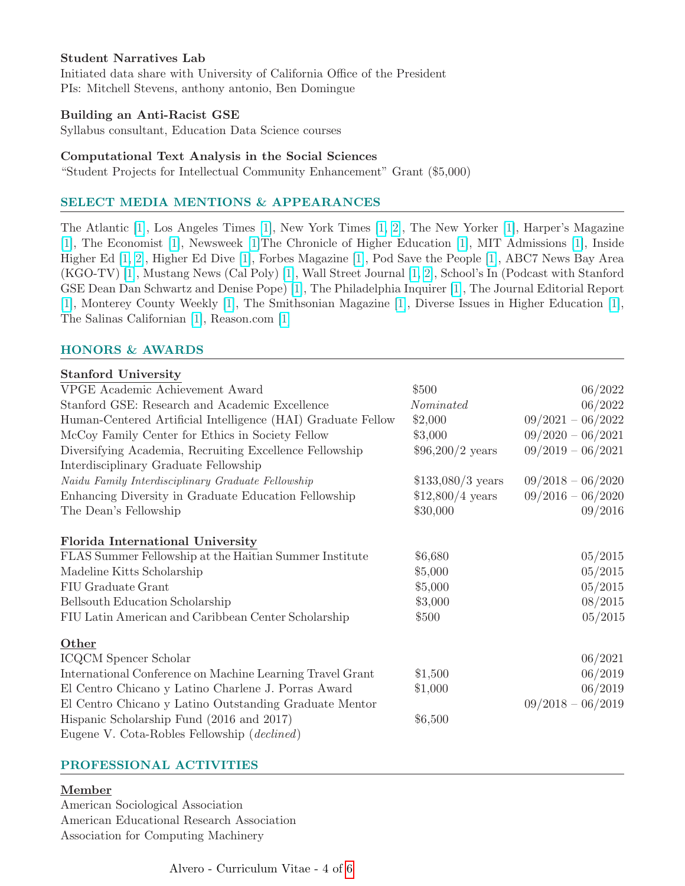**Student Narratives Lab**
Initiated data share with University of California Office of the President
PIs: Mitchell Stevens, anthony antonio, Ben Domingue

**Building an Anti-Racist GSE**
Syllabus consultant, Education Data Science courses

**Computational Text Analysis in the Social Sciences**
"Student Projects for Intellectual Community Enhancement" Grant ($5,000)

## SELECT MEDIA MENTIONS & APPEARANCES

The Atlantic [1], Los Angeles Times [1], New York Times [1, 2], The New Yorker [1], Harper's Magazine [1], The Economist [1], Newsweek [1]The Chronicle of Higher Education [1], MIT Admissions [1], Inside Higher Ed [1, 2], Higher Ed Dive [1], Forbes Magazine [1], Pod Save the People [1], ABC7 News Bay Area (KGO-TV) [1], Mustang News (Cal Poly) [1], Wall Street Journal [1, 2], School's In (Podcast with Stanford GSE Dean Dan Schwartz and Denise Pope) [1], The Philadelphia Inquirer [1], The Journal Editorial Report [1], Monterey County Weekly [1], The Smithsonian Magazine [1], Diverse Issues in Higher Education [1], The Salinas Californian [1], Reason.com [1]

## HONORS & AWARDS

**Stanford University**

| | | |
|---|---|---|
| VPGE Academic Achievement Award | $500 | 06/2022 |
| Stanford GSE: Research and Academic Excellence | *Nominated* | 06/2022 |
| Human-Centered Artificial Intelligence (HAI) Graduate Fellow | $2,000 | 09/2021 – 06/2022 |
| McCoy Family Center for Ethics in Society Fellow | $3,000 | 09/2020 – 06/2021 |
| Diversifying Academia, Recruiting Excellence Fellowship | $96,200/2 years | 09/2019 – 06/2021 |
| Interdisciplinary Graduate Fellowship *Naidu Family Interdisciplinary Graduate Fellowship* | $133,080/3 years | 09/2018 – 06/2020 |
| Enhancing Diversity in Graduate Education Fellowship | $12,800/4 years | 09/2016 – 06/2020 |
| The Dean's Fellowship | $30,000 | 09/2016 |

**Florida International University**

| | | |
|---|---|---|
| FLAS Summer Fellowship at the Haitian Summer Institute | $6,680 | 05/2015 |
| Madeline Kitts Scholarship | $5,000 | 05/2015 |
| FIU Graduate Grant | $5,000 | 05/2015 |
| Bellsouth Education Scholarship | $3,000 | 08/2015 |
| FIU Latin American and Caribbean Center Scholarship | $500 | 05/2015 |

**Other**

| | | |
|---|---|---|
| ICQCM Spencer Scholar | | 06/2021 |
| International Conference on Machine Learning Travel Grant | $1,500 | 06/2019 |
| El Centro Chicano y Latino Charlene J. Porras Award | $1,000 | 06/2019 |
| El Centro Chicano y Latino Outstanding Graduate Mentor | | 09/2018 – 06/2019 |
| Hispanic Scholarship Fund (2016 and 2017) | $6,500 | |
| Eugene V. Cota-Robles Fellowship (*declined*) | | |

## PROFESSIONAL ACTIVITIES

**Member**
American Sociological Association
American Educational Research Association
Association for Computing Machinery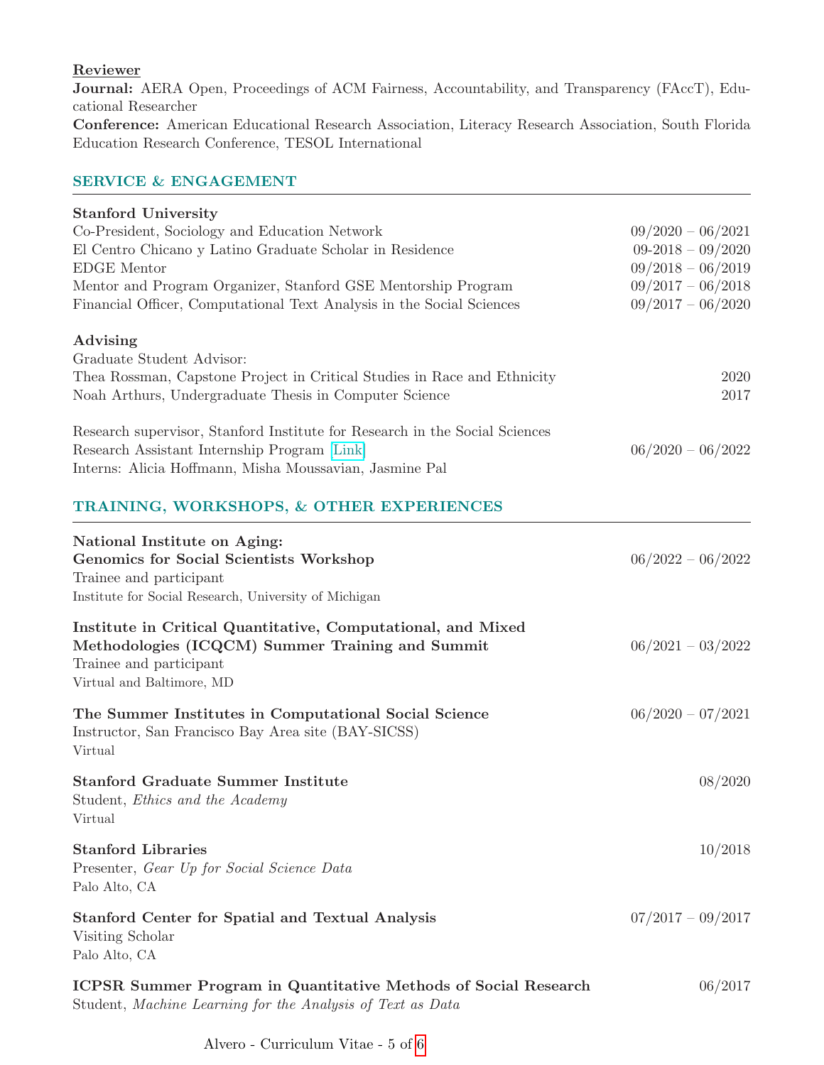**Reviewer**

**Journal:** AERA Open, Proceedings of ACM Fairness, Accountability, and Transparency (FAccT), Educational Researcher

**Conference:** American Educational Research Association, Literacy Research Association, South Florida Education Research Conference, TESOL International

## SERVICE & ENGAGEMENT

**Stanford University**

Co-President, Sociology and Education Network — 09/2020 – 06/2021

El Centro Chicano y Latino Graduate Scholar in Residence — 09-2018 – 09/2020

EDGE Mentor — 09/2018 – 06/2019

Mentor and Program Organizer, Stanford GSE Mentorship Program — 09/2017 – 06/2018

Financial Officer, Computational Text Analysis in the Social Sciences — 09/2017 – 06/2020

**Advising**

Graduate Student Advisor:

Thea Rossman, Capstone Project in Critical Studies in Race and Ethnicity — 2020

Noah Arthurs, Undergraduate Thesis in Computer Science — 2017

Research supervisor, Stanford Institute for Research in the Social Sciences Research Assistant Internship Program [Link] — 06/2020 – 06/2022

Interns: Alicia Hoffmann, Misha Moussavian, Jasmine Pal

## TRAINING, WORKSHOPS, & OTHER EXPERIENCES

**National Institute on Aging: Genomics for Social Scientists Workshop** — 06/2022 – 06/2022

Trainee and participant

Institute for Social Research, University of Michigan

**Institute in Critical Quantitative, Computational, and Mixed Methodologies (ICQCM) Summer Training and Summit** — 06/2021 – 03/2022

Trainee and participant

Virtual and Baltimore, MD

**The Summer Institutes in Computational Social Science** — 06/2020 – 07/2021

Instructor, San Francisco Bay Area site (BAY-SICSS)

Virtual

**Stanford Graduate Summer Institute** — 08/2020

Student, *Ethics and the Academy*

Virtual

**Stanford Libraries** — 10/2018

Presenter, *Gear Up for Social Science Data*

Palo Alto, CA

**Stanford Center for Spatial and Textual Analysis** — 07/2017 – 09/2017

Visiting Scholar

Palo Alto, CA

**ICPSR Summer Program in Quantitative Methods of Social Research** — 06/2017

Student, *Machine Learning for the Analysis of Text as Data*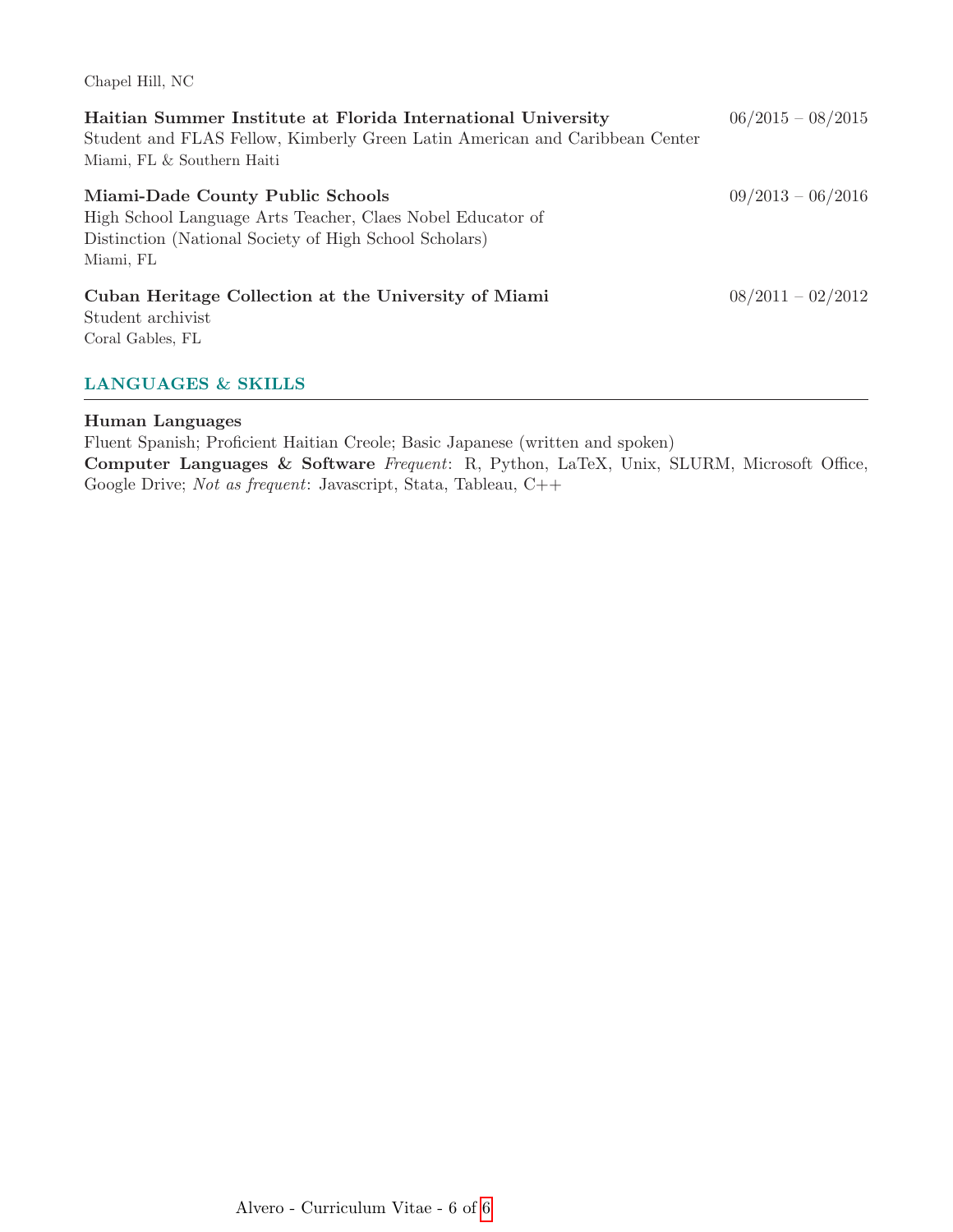Chapel Hill, NC

**Haitian Summer Institute at Florida International University** 06/2015 – 08/2015
Student and FLAS Fellow, Kimberly Green Latin American and Caribbean Center
Miami, FL & Southern Haiti

**Miami-Dade County Public Schools** 09/2013 – 06/2016
High School Language Arts Teacher, Claes Nobel Educator of Distinction (National Society of High School Scholars)
Miami, FL

**Cuban Heritage Collection at the University of Miami** 08/2011 – 02/2012
Student archivist
Coral Gables, FL

## LANGUAGES & SKILLS

**Human Languages**
Fluent Spanish; Proficient Haitian Creole; Basic Japanese (written and spoken)
**Computer Languages & Software** *Frequent*: R, Python, LaTeX, Unix, SLURM, Microsoft Office, Google Drive; *Not as frequent*: Javascript, Stata, Tableau, C++